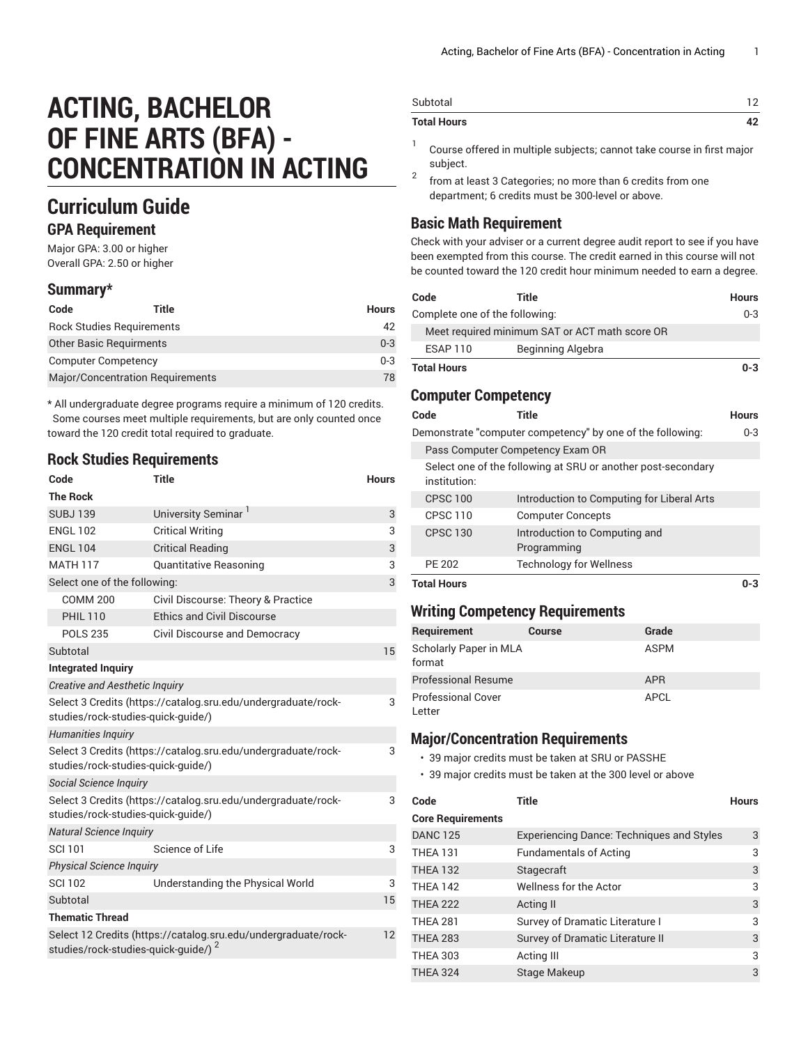# ACTING, BACHELOR OF FINE ARTS (BFA) - CONCENTRATION IN ACTING

## Curriculum Guide

### GPA Requirement

Major GPA: 3.00 or higher
Overall GPA: 2.50 or higher

### Summary*

| Code | Title | Hours |
|---|---|---|
| Rock Studies Requirements | | 42 |
| Other Basic Requirments | | 0-3 |
| Computer Competency | | 0-3 |
| Major/Concentration Requirements | | 78 |

* All undergraduate degree programs require a minimum of 120 credits. Some courses meet multiple requirements, but are only counted once toward the 120 credit total required to graduate.

### Rock Studies Requirements

| Code | Title | Hours |
|---|---|---|
| **The Rock** | | |
| SUBJ 139 | University Seminar [1] | 3 |
| ENGL 102 | Critical Writing | 3 |
| ENGL 104 | Critical Reading | 3 |
| MATH 117 | Quantitative Reasoning | 3 |
| Select one of the following: | | 3 |
| COMM 200 | Civil Discourse: Theory & Practice | |
| PHIL 110 | Ethics and Civil Discourse | |
| POLS 235 | Civil Discourse and Democracy | |
| Subtotal | | 15 |
| **Integrated Inquiry** | | |
| *Creative and Aesthetic Inquiry* | | |
| Select 3 Credits (https://catalog.sru.edu/undergraduate/rock-studies/rock-studies-quick-guide/) | | 3 |
| *Humanities Inquiry* | | |
| Select 3 Credits (https://catalog.sru.edu/undergraduate/rock-studies/rock-studies-quick-guide/) | | 3 |
| *Social Science Inquiry* | | |
| Select 3 Credits (https://catalog.sru.edu/undergraduate/rock-studies/rock-studies-quick-guide/) | | 3 |
| *Natural Science Inquiry* | | |
| SCI 101 | Science of Life | 3 |
| *Physical Science Inquiry* | | |
| SCI 102 | Understanding the Physical World | 3 |
| Subtotal | | 15 |
| **Thematic Thread** | | |
| Select 12 Credits (https://catalog.sru.edu/undergraduate/rock-studies/rock-studies-quick-guide/) [2] | | 12 |
| Subtotal | | 12 |
| **Total Hours** | | **42** |

1. Course offered in multiple subjects; cannot take course in first major subject.
2. from at least 3 Categories; no more than 6 credits from one department; 6 credits must be 300-level or above.

### Basic Math Requirement

Check with your adviser or a current degree audit report to see if you have been exempted from this course. The credit earned in this course will not be counted toward the 120 credit hour minimum needed to earn a degree.

| Code | Title | Hours |
|---|---|---|
| Complete one of the following: | | 0-3 |
| Meet required minimum SAT or ACT math score OR | | |
| ESAP 110 | Beginning Algebra | |
| **Total Hours** | | **0-3** |

### Computer Competency

| Code | Title | Hours |
|---|---|---|
| Demonstrate "computer competency" by one of the following: | | 0-3 |
| Pass Computer Competency Exam OR | | |
| Select one of the following at SRU or another post-secondary institution: | | |
| CPSC 100 | Introduction to Computing for Liberal Arts | |
| CPSC 110 | Computer Concepts | |
| CPSC 130 | Introduction to Computing and Programming | |
| PE 202 | Technology for Wellness | |
| **Total Hours** | | **0-3** |

### Writing Competency Requirements

| Requirement | Course | Grade |
|---|---|---|
| Scholarly Paper in MLA format | | ASPM |
| Professional Resume | | APR |
| Professional Cover Letter | | APCL |

### Major/Concentration Requirements

- 39 major credits must be taken at SRU or PASSHE
- 39 major credits must be taken at the 300 level or above

| Code | Title | Hours |
|---|---|---|
| **Core Requirements** | | |
| DANC 125 | Experiencing Dance: Techniques and Styles | 3 |
| THEA 131 | Fundamentals of Acting | 3 |
| THEA 132 | Stagecraft | 3 |
| THEA 142 | Wellness for the Actor | 3 |
| THEA 222 | Acting II | 3 |
| THEA 281 | Survey of Dramatic Literature I | 3 |
| THEA 283 | Survey of Dramatic Literature II | 3 |
| THEA 303 | Acting III | 3 |
| THEA 324 | Stage Makeup | 3 |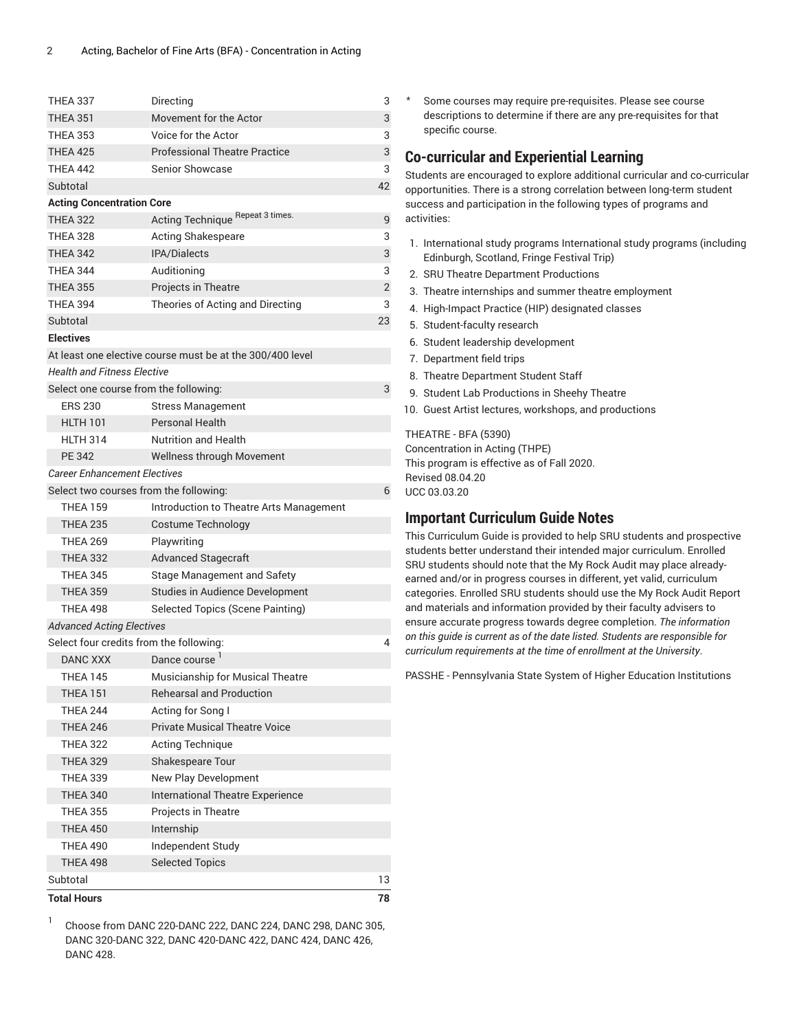| | | |
|---|---|---|
| THEA 337 | Directing | 3 |
| THEA 351 | Movement for the Actor | 3 |
| THEA 353 | Voice for the Actor | 3 |
| THEA 425 | Professional Theatre Practice | 3 |
| THEA 442 | Senior Showcase | 3 |
| Subtotal | | 42 |
| **Acting Concentration Core** | | |
| THEA 322 | Acting Technique Repeat 3 times. | 9 |
| THEA 328 | Acting Shakespeare | 3 |
| THEA 342 | IPA/Dialects | 3 |
| THEA 344 | Auditioning | 3 |
| THEA 355 | Projects in Theatre | 2 |
| THEA 394 | Theories of Acting and Directing | 3 |
| Subtotal | | 23 |
| **Electives** | | |
| At least one elective course must be at the 300/400 level | | |
| *Health and Fitness Elective* | | |
| Select one course from the following: | | 3 |
| ERS 230 | Stress Management | |
| HLTH 101 | Personal Health | |
| HLTH 314 | Nutrition and Health | |
| PE 342 | Wellness through Movement | |
| *Career Enhancement Electives* | | |
| Select two courses from the following: | | 6 |
| THEA 159 | Introduction to Theatre Arts Management | |
| THEA 235 | Costume Technology | |
| THEA 269 | Playwriting | |
| THEA 332 | Advanced Stagecraft | |
| THEA 345 | Stage Management and Safety | |
| THEA 359 | Studies in Audience Development | |
| THEA 498 | Selected Topics (Scene Painting) | |
| *Advanced Acting Electives* | | |
| Select four credits from the following: | | 4 |
| DANC XXX | Dance course [1] | |
| THEA 145 | Musicianship for Musical Theatre | |
| THEA 151 | Rehearsal and Production | |
| THEA 244 | Acting for Song I | |
| THEA 246 | Private Musical Theatre Voice | |
| THEA 322 | Acting Technique | |
| THEA 329 | Shakespeare Tour | |
| THEA 339 | New Play Development | |
| THEA 340 | International Theatre Experience | |
| THEA 355 | Projects in Theatre | |
| THEA 450 | Internship | |
| THEA 490 | Independent Study | |
| THEA 498 | Selected Topics | |
| Subtotal | | 13 |
| **Total Hours** | | **78** |

1. Choose from DANC 220-DANC 222, DANC 224, DANC 298, DANC 305, DANC 320-DANC 322, DANC 420-DANC 422, DANC 424, DANC 426, DANC 428.

\* Some courses may require pre-requisites. Please see course descriptions to determine if there are any pre-requisites for that specific course.

## Co-curricular and Experiential Learning

Students are encouraged to explore additional curricular and co-curricular opportunities. There is a strong correlation between long-term student success and participation in the following types of programs and activities:

1. International study programs International study programs (including Edinburgh, Scotland, Fringe Festival Trip)
2. SRU Theatre Department Productions
3. Theatre internships and summer theatre employment
4. High-Impact Practice (HIP) designated classes
5. Student-faculty research
6. Student leadership development
7. Department field trips
8. Theatre Department Student Staff
9. Student Lab Productions in Sheehy Theatre
10. Guest Artist lectures, workshops, and productions

THEATRE - BFA (5390)
Concentration in Acting (THPE)
This program is effective as of Fall 2020.
Revised 08.04.20
UCC 03.03.20

## Important Curriculum Guide Notes

This Curriculum Guide is provided to help SRU students and prospective students better understand their intended major curriculum. Enrolled SRU students should note that the My Rock Audit may place already-earned and/or in progress courses in different, yet valid, curriculum categories. Enrolled SRU students should use the My Rock Audit Report and materials and information provided by their faculty advisers to ensure accurate progress towards degree completion. *The information on this guide is current as of the date listed. Students are responsible for curriculum requirements at the time of enrollment at the University*.

PASSHE - Pennsylvania State System of Higher Education Institutions